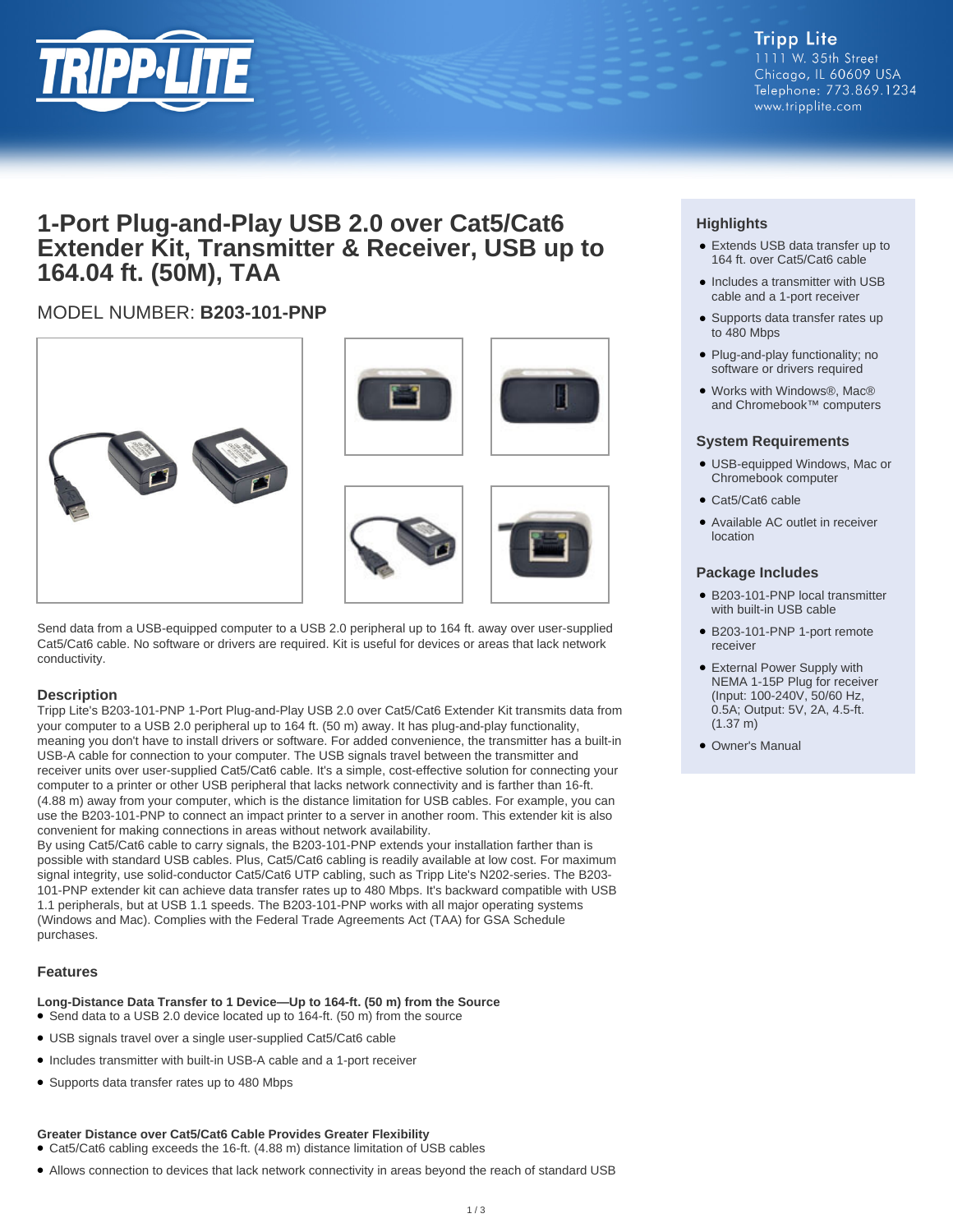Tripp Lite
1111 W. 35th Street
Chicago, IL 60609 USA
Telephone: 773.869.1234
www.tripplite.com

# 1-Port Plug-and-Play USB 2.0 over Cat5/Cat6 Extender Kit, Transmitter & Receiver, USB up to 164.04 ft. (50M), TAA

## MODEL NUMBER: **B203-101-PNP**

Send data from a USB-equipped computer to a USB 2.0 peripheral up to 164 ft. away over user-supplied Cat5/Cat6 cable. No software or drivers are required. Kit is useful for devices or areas that lack network conductivity.

### Description

Tripp Lite's B203-101-PNP 1-Port Plug-and-Play USB 2.0 over Cat5/Cat6 Extender Kit transmits data from your computer to a USB 2.0 peripheral up to 164 ft. (50 m) away. It has plug-and-play functionality, meaning you don't have to install drivers or software. For added convenience, the transmitter has a built-in USB-A cable for connection to your computer. The USB signals travel between the transmitter and receiver units over user-supplied Cat5/Cat6 cable. It's a simple, cost-effective solution for connecting your computer to a printer or other USB peripheral that lacks network connectivity and is farther than 16-ft. (4.88 m) away from your computer, which is the distance limitation for USB cables. For example, you can use the B203-101-PNP to connect an impact printer to a server in another room. This extender kit is also convenient for making connections in areas without network availability.

By using Cat5/Cat6 cable to carry signals, the B203-101-PNP extends your installation farther than is possible with standard USB cables. Plus, Cat5/Cat6 cabling is readily available at low cost. For maximum signal integrity, use solid-conductor Cat5/Cat6 UTP cabling, such as Tripp Lite's N202-series. The B203-101-PNP extender kit can achieve data transfer rates up to 480 Mbps. It's backward compatible with USB 1.1 peripherals, but at USB 1.1 speeds. The B203-101-PNP works with all major operating systems (Windows and Mac). Complies with the Federal Trade Agreements Act (TAA) for GSA Schedule purchases.

### Features

**Long-Distance Data Transfer to 1 Device—Up to 164-ft. (50 m) from the Source**

- Send data to a USB 2.0 device located up to 164-ft. (50 m) from the source
- USB signals travel over a single user-supplied Cat5/Cat6 cable
- Includes transmitter with built-in USB-A cable and a 1-port receiver
- Supports data transfer rates up to 480 Mbps

**Greater Distance over Cat5/Cat6 Cable Provides Greater Flexibility**

- Cat5/Cat6 cabling exceeds the 16-ft. (4.88 m) distance limitation of USB cables
- Allows connection to devices that lack network connectivity in areas beyond the reach of standard USB

### Highlights

- Extends USB data transfer up to 164 ft. over Cat5/Cat6 cable
- Includes a transmitter with USB cable and a 1-port receiver
- Supports data transfer rates up to 480 Mbps
- Plug-and-play functionality; no software or drivers required
- Works with Windows®, Mac® and Chromebook™ computers

### System Requirements

- USB-equipped Windows, Mac or Chromebook computer
- Cat5/Cat6 cable
- Available AC outlet in receiver location

### Package Includes

- B203-101-PNP local transmitter with built-in USB cable
- B203-101-PNP 1-port remote receiver
- External Power Supply with NEMA 1-15P Plug for receiver (Input: 100-240V, 50/60 Hz, 0.5A; Output: 5V, 2A, 4.5-ft. (1.37 m)
- Owner's Manual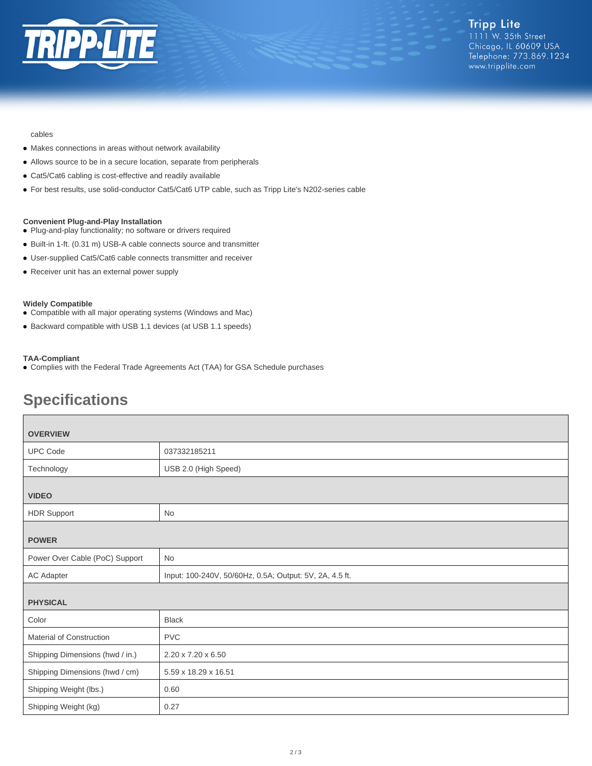cables

- Makes connections in areas without network availability
- Allows source to be in a secure location, separate from peripherals
- Cat5/Cat6 cabling is cost-effective and readily available
- For best results, use solid-conductor Cat5/Cat6 UTP cable, such as Tripp Lite's N202-series cable

**Convenient Plug-and-Play Installation**

- Plug-and-play functionality; no software or drivers required
- Built-in 1-ft. (0.31 m) USB-A cable connects source and transmitter
- User-supplied Cat5/Cat6 cable connects transmitter and receiver
- Receiver unit has an external power supply

**Widely Compatible**

- Compatible with all major operating systems (Windows and Mac)
- Backward compatible with USB 1.1 devices (at USB 1.1 speeds)

**TAA-Compliant**

- Complies with the Federal Trade Agreements Act (TAA) for GSA Schedule purchases

## Specifications

| **OVERVIEW** | |
|---|---|
| UPC Code | 037332185211 |
| Technology | USB 2.0 (High Speed) |
| **VIDEO** | |
| HDR Support | No |
| **POWER** | |
| Power Over Cable (PoC) Support | No |
| AC Adapter | Input: 100-240V, 50/60Hz, 0.5A; Output: 5V, 2A, 4.5 ft. |
| **PHYSICAL** | |
| Color | Black |
| Material of Construction | PVC |
| Shipping Dimensions (hwd / in.) | 2.20 x 7.20 x 6.50 |
| Shipping Dimensions (hwd / cm) | 5.59 x 18.29 x 16.51 |
| Shipping Weight (lbs.) | 0.60 |
| Shipping Weight (kg) | 0.27 |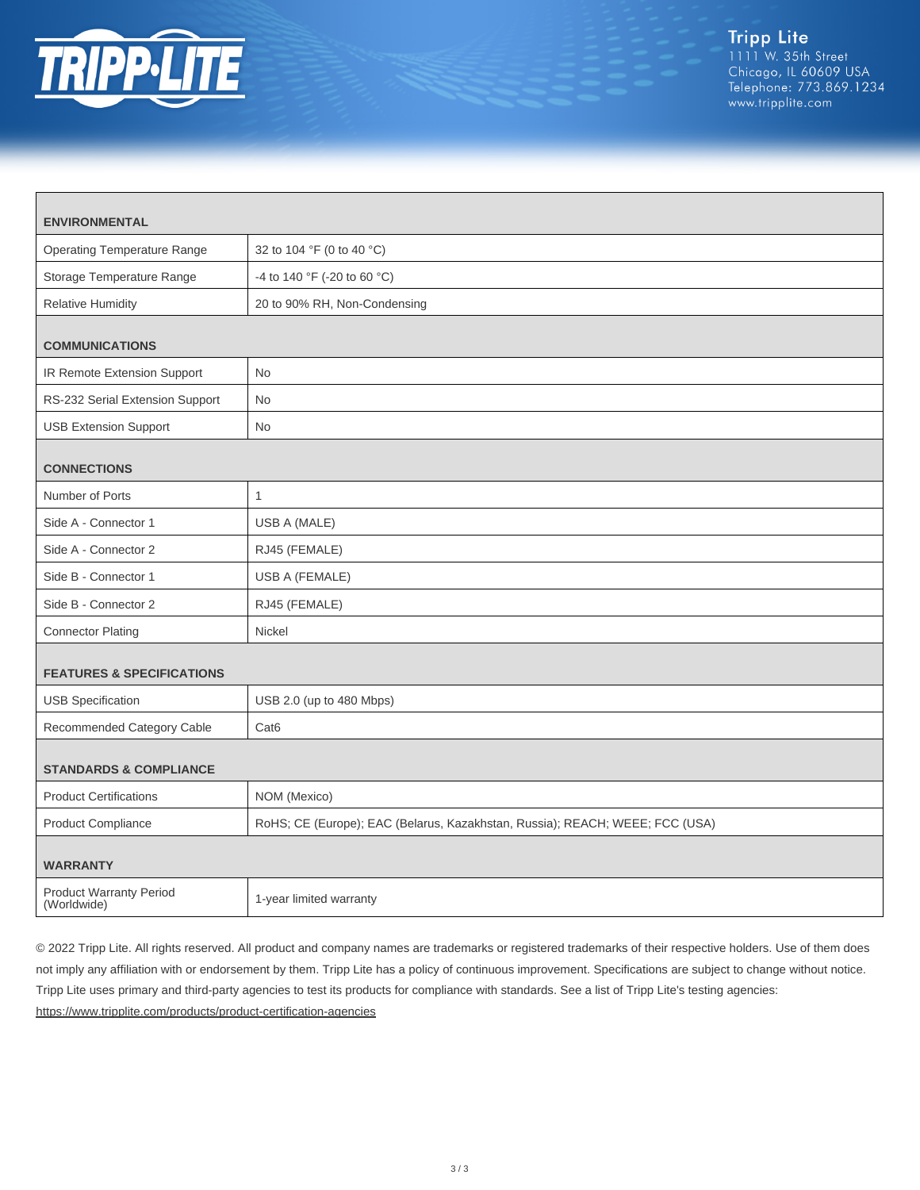| | |
|---|---|
| **ENVIRONMENTAL** | |
| Operating Temperature Range | 32 to 104 °F (0 to 40 °C) |
| Storage Temperature Range | -4 to 140 °F (-20 to 60 °C) |
| Relative Humidity | 20 to 90% RH, Non-Condensing |
| **COMMUNICATIONS** | |
| IR Remote Extension Support | No |
| RS-232 Serial Extension Support | No |
| USB Extension Support | No |
| **CONNECTIONS** | |
| Number of Ports | 1 |
| Side A - Connector 1 | USB A (MALE) |
| Side A - Connector 2 | RJ45 (FEMALE) |
| Side B - Connector 1 | USB A (FEMALE) |
| Side B - Connector 2 | RJ45 (FEMALE) |
| Connector Plating | Nickel |
| **FEATURES & SPECIFICATIONS** | |
| USB Specification | USB 2.0 (up to 480 Mbps) |
| Recommended Category Cable | Cat6 |
| **STANDARDS & COMPLIANCE** | |
| Product Certifications | NOM (Mexico) |
| Product Compliance | RoHS; CE (Europe); EAC (Belarus, Kazakhstan, Russia); REACH; WEEE; FCC (USA) |
| **WARRANTY** | |
| Product Warranty Period (Worldwide) | 1-year limited warranty |

© 2022 Tripp Lite. All rights reserved. All product and company names are trademarks or registered trademarks of their respective holders. Use of them does not imply any affiliation with or endorsement by them. Tripp Lite has a policy of continuous improvement. Specifications are subject to change without notice. Tripp Lite uses primary and third-party agencies to test its products for compliance with standards. See a list of Tripp Lite's testing agencies: https://www.tripplite.com/products/product-certification-agencies